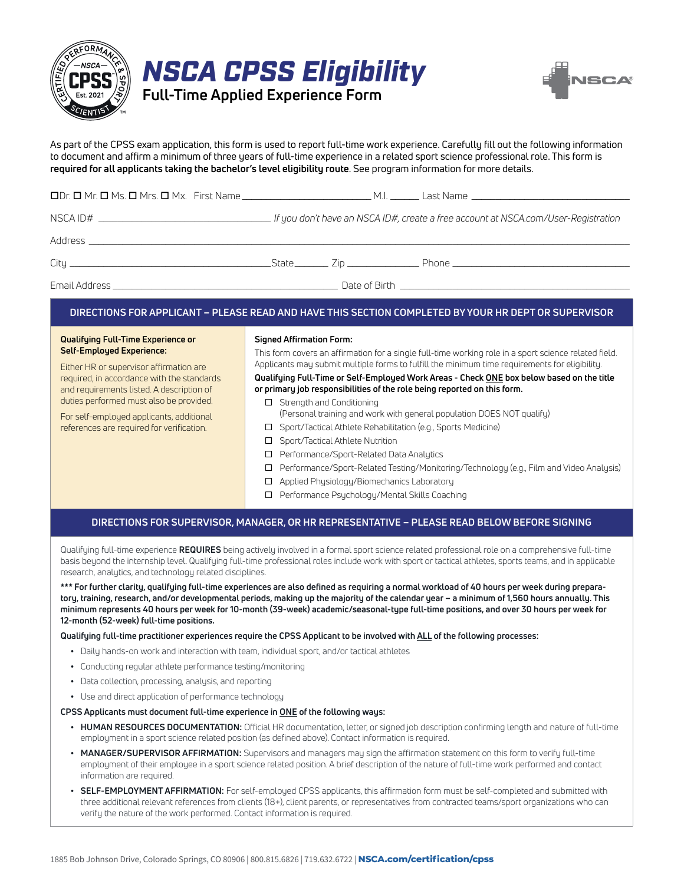# NSCA CPSS Eligibility

## Full-Time Applied Experience Form

As part of the CPSS exam application, this form is used to report full-time work experience. Carefully fill out the following information to document and affirm a minimum of three years of full-time experience in a related sport science professional role. This form is **required for all applicants taking the bachelor's level eligibility route**. See program information for more details.

☐ Dr. ☐ Mr. ☐ Ms. ☐ Mrs. ☐ Mx. First Name ____________________ M.I. ______ Last Name ____________________

NSCA ID# ____________________ *If you don't have an NSCA ID#, create a free account at NSCA.com/User-Registration*

Address ________________________________________

City ____________________ State ______ Zip ____________ Phone ____________________

Email Address ____________________ Date of Birth ____________________

## DIRECTIONS FOR APPLICANT – PLEASE READ AND HAVE THIS SECTION COMPLETED BY YOUR HR DEPT OR SUPERVISOR

**Qualifying Full-Time Experience or Self-Employed Experience:**

Either HR or supervisor affirmation are required, in accordance with the standards and requirements listed. A description of duties performed must also be provided.

For self-employed applicants, additional references are required for verification.

**Signed Affirmation Form:**

This form covers an affirmation for a single full-time working role in a sport science related field. Applicants may submit multiple forms to fulfill the minimum time requirements for eligibility.

**Qualifying Full-Time or Self-Employed Work Areas - Check ONE box below based on the title or primary job responsibilities of the role being reported on this form.**

- ☐ Strength and Conditioning
  (Personal training and work with general population DOES NOT qualify)
- ☐ Sport/Tactical Athlete Rehabilitation (e.g., Sports Medicine)
- ☐ Sport/Tactical Athlete Nutrition
- ☐ Performance/Sport-Related Data Analytics
- ☐ Performance/Sport-Related Testing/Monitoring/Technology (e.g., Film and Video Analysis)
- ☐ Applied Physiology/Biomechanics Laboratory
- ☐ Performance Psychology/Mental Skills Coaching

## DIRECTIONS FOR SUPERVISOR, MANAGER, OR HR REPRESENTATIVE – PLEASE READ BELOW BEFORE SIGNING

Qualifying full-time experience **REQUIRES** being actively involved in a formal sport science related professional role on a comprehensive full-time basis beyond the internship level. Qualifying full-time professional roles include work with sport or tactical athletes, sports teams, and in applicable research, analytics, and technology related disciplines.

**\*\*\* For further clarity, qualifying full-time experiences are also defined as requiring a normal workload of 40 hours per week during preparatory, training, research, and/or developmental periods, making up the majority of the calendar year – a minimum of 1,560 hours annually. This minimum represents 40 hours per week for 10-month (39-week) academic/seasonal-type full-time positions, and over 30 hours per week for 12-month (52-week) full-time positions.**

**Qualifying full-time practitioner experiences require the CPSS Applicant to be involved with ALL of the following processes:**

- Daily hands-on work and interaction with team, individual sport, and/or tactical athletes
- Conducting regular athlete performance testing/monitoring
- Data collection, processing, analysis, and reporting
- Use and direct application of performance technology

**CPSS Applicants must document full-time experience in ONE of the following ways:**

- **HUMAN RESOURCES DOCUMENTATION:** Official HR documentation, letter, or signed job description confirming length and nature of full-time employment in a sport science related position (as defined above). Contact information is required.
- **MANAGER/SUPERVISOR AFFIRMATION:** Supervisors and managers may sign the affirmation statement on this form to verify full-time employment of their employee in a sport science related position. A brief description of the nature of full-time work performed and contact information are required.
- **SELF-EMPLOYMENT AFFIRMATION:** For self-employed CPSS applicants, this affirmation form must be self-completed and submitted with three additional relevant references from clients (18+), client parents, or representatives from contracted teams/sport organizations who can verify the nature of the work performed. Contact information is required.

1885 Bob Johnson Drive, Colorado Springs, CO 80906 | 800.815.6826 | 719.632.6722 | **NSCA.com/certification/cpss**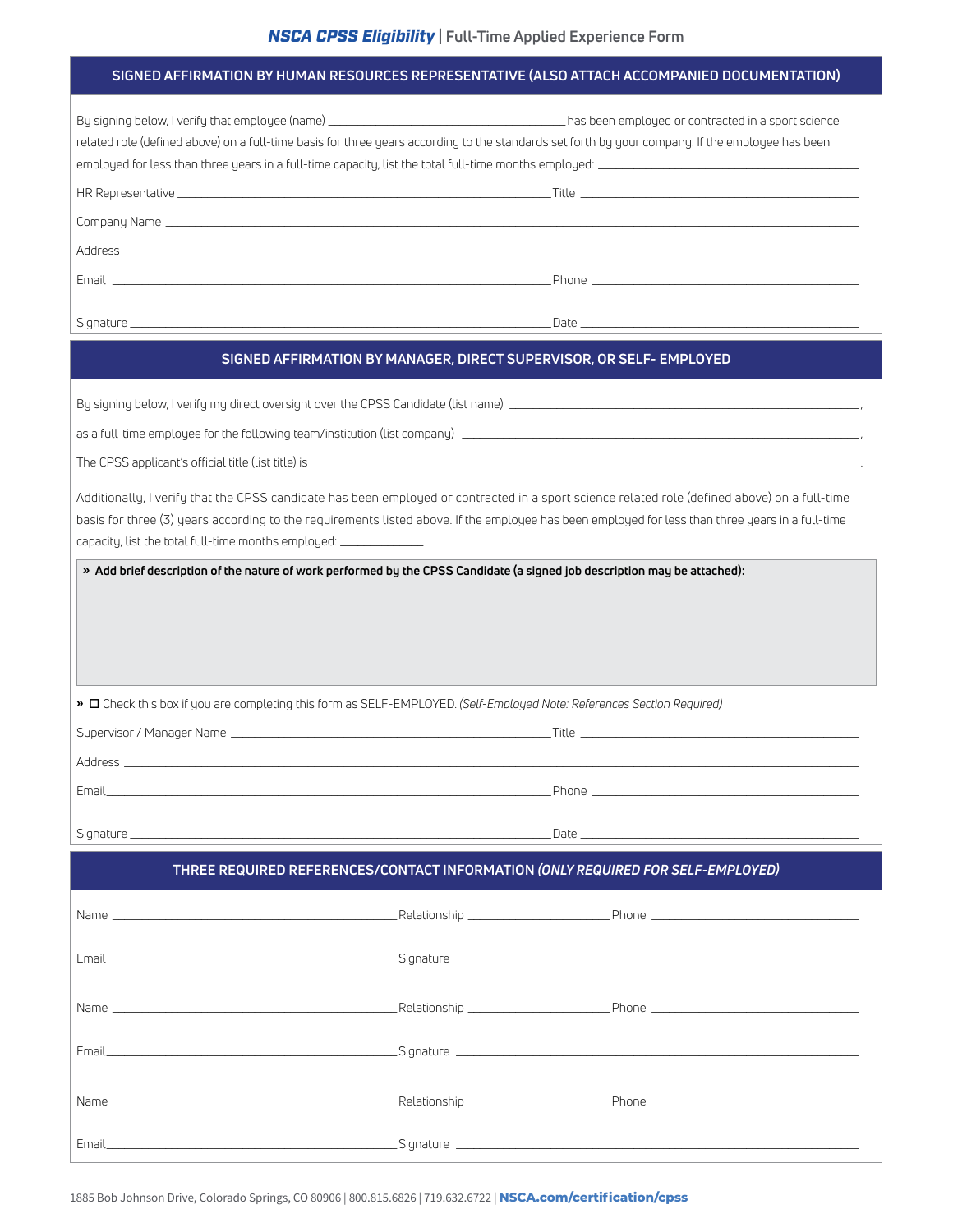## SIGNED AFFIRMATION BY HUMAN RESOURCES REPRESENTATIVE (ALSO ATTACH ACCOMPANIED DOCUMENTATION)

By signing below, I verify that employee (name) ______________________ has been employed or contracted in a sport science related role (defined above) on a full-time basis for three years according to the standards set forth by your company. If the employee has been employed for less than three years in a full-time capacity, list the total full-time months employed: ______________________

HR Representative ______________________ Title ______________________

Company Name ______________________

Address ______________________

Email ______________________ Phone ______________________

Signature ______________________ Date ______________________

## SIGNED AFFIRMATION BY MANAGER, DIRECT SUPERVISOR, OR SELF- EMPLOYED

By signing below, I verify my direct oversight over the CPSS Candidate (list name) ______________________,

as a full-time employee for the following team/institution (list company) ______________________,

The CPSS applicant's official title (list title) is ______________________.

Additionally, I verify that the CPSS candidate has been employed or contracted in a sport science related role (defined above) on a full-time basis for three (3) years according to the requirements listed above. If the employee has been employed for less than three years in a full-time capacity, list the total full-time months employed: __________

**» Add brief description of the nature of work performed by the CPSS Candidate (a signed job description may be attached):**

» ☐ Check this box if you are completing this form as SELF-EMPLOYED. *(Self-Employed Note: References Section Required)*

Supervisor / Manager Name ______________________ Title ______________________

Address ______________________

Email ______________________ Phone ______________________

Signature ______________________ Date ______________________

## THREE REQUIRED REFERENCES/CONTACT INFORMATION *(ONLY REQUIRED FOR SELF-EMPLOYED)*

Name ______________________ Relationship ______________________ Phone ______________________

Email ______________________ Signature ______________________

Name ______________________ Relationship ______________________ Phone ______________________

Email ______________________ Signature ______________________

Name ______________________ Relationship ______________________ Phone ______________________

Email ______________________ Signature ______________________

1885 Bob Johnson Drive, Colorado Springs, CO 80906 | 800.815.6826 | 719.632.6722 | **NSCA.com/certification/cpss**